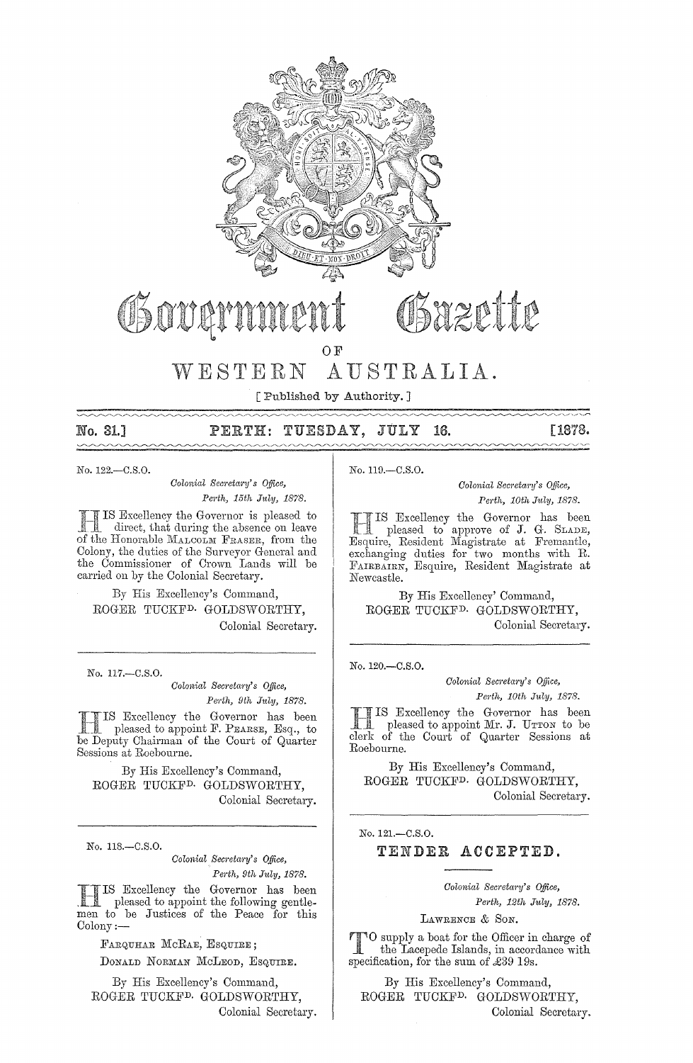# Government Gazette

## OF

# WESTERN AUSTRALIA.

[ Published by Authority. ]

**No. 31.] PERTH: TUESDAY, JULY 16. [1878.**

No. 122.—C.S.O.

*Colonial Secretary's Office,*
*Perth, 15th July, 1878.*

HIS Excellency the Governor is pleased to direct, that during the absence on leave of the Honorable MALCOLM FRASER, from the Colony, the duties of the Surveyor General and the Commissioner of Crown Lands will be carried on by the Colonial Secretary.

By His Excellency's Command,
ROGER TUCKFD. GOLDSWORTHY,
Colonial Secretary.

---

No. 117.—C.S.O.

*Colonial Secretary's Office,*
*Perth, 9th July, 1878.*

HIS Excellency the Governor has been pleased to appoint F. PEARSE, Esq., to be Deputy Chairman of the Court of Quarter Sessions at Roebourne.

By His Excellency's Command,
ROGER TUCKFD. GOLDSWORTHY,
Colonial Secretary.

---

No. 118.—C.S.O.

*Colonial Secretary's Office,*
*Perth, 9th July, 1878.*

HIS Excellency the Governor has been pleased to appoint the following gentlemen to be Justices of the Peace for this Colony:—

FARQUHAR MCRAE, ESQUIRE;

DONALD NORMAN MCLEOD, ESQUIRE.

By His Excellency's Command,
ROGER TUCKFD. GOLDSWORTHY,
Colonial Secretary.

---

No. 119.—C.S.O.

*Colonial Secretary's Office,*
*Perth, 10th July, 1878.*

HIS Excellency the Governor has been pleased to approve of J. G. SLADE, Esquire, Resident Magistrate at Fremantle, exchanging duties for two months with R. FAIRBAIRN, Esquire, Resident Magistrate at Newcastle.

By His Excellency' Command,
ROGER TUCKFD. GOLDSWORTHY,
Colonial Secretary.

---

No. 120.—C.S.O.

*Colonial Secretary's Office,*
*Perth, 10th July, 1878.*

HIS Excellency the Governor has been pleased to appoint Mr. J. UTTON to be clerk of the Court of Quarter Sessions at Roebourne.

By His Excellency's Command,
ROGER TUCKFD. GOLDSWORTHY,
Colonial Secretary.

---

No. 121.—C.S.O.

## TENDER ACCEPTED.

*Colonial Secretary's Office,*
*Perth, 12th July, 1878.*

LAWRENCE & SON.

TO supply a boat for the Officer in charge of the Lacepede Islands, in accordance with specification, for the sum of £39 19s.

By His Excellency's Command,
ROGER TUCKFD. GOLDSWORTHY,
Colonial Secretary.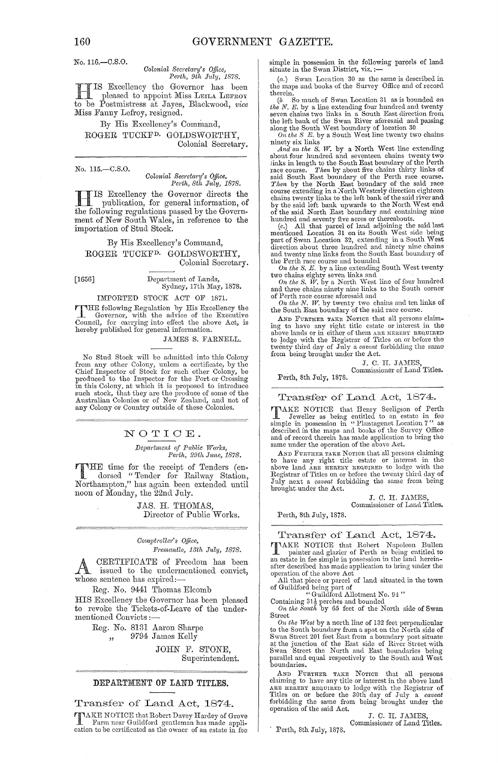No. 116.—C.S.O.

*Colonial Secretary's Office,*
*Perth, 9th July, 1878.*

HIS Excellency the Governor has been pleased to appoint Miss LEILA LEFROY to be Postmistress at Jayes, Blackwood, *vice* Miss Fanny Lefroy, resigned.

By His Excellency's Command,

ROGER TUCKFD. GOLDSWORTHY,
Colonial Secretary.

---

No. 115.—C.S.O.

*Colonial Secretary's Office,*
*Perth, 8th July, 1878.*

HIS Excellency the Governor directs the publication, for general information, of the following regulations passed by the Government of New South Wales, in reference to the importation of Stud Stock.

By His Excellency's Command,

ROGER TUCKFD. GOLDSWORTHY,
Colonial Secretary.

[1656] Department of Lands,
Sydney, 17th May, 1878.

IMPORTED STOCK ACT OF 1871.

THE following Regulation by His Excellency the Governor, with the advice of the Executive Council, for carrying into effect the above Act, is hereby published for general information.

JAMES S. FARNELL.

No Stud Stock will be admitted into this Colony from any other Colony, unless a certificate, by the Chief Inspector of Stock for such other Colony, be produced to the Inspector for the Port or Crossing in this Colony, at which it is proposed to introduce such stock, that they are the produce of some of the Australian Colonies or of New Zealand, and not of any Colony or Country outside of these Colonies.

---

## NOTICE.

*Department of Public Works,*
*Perth, 29th June, 1878.*

THE time for the receipt of Tenders (endorsed "Tender for Railway Station, Northampton," has again been extended until noon of Monday, the 22nd July.

JAS. H. THOMAS,
Director of Public Works.

---

*Comptroller's Office,*
*Fremantle, 13th July, 1878.*

A CERTIFICATE of Freedom has been issued to the undermentioned convict, whose sentence has expired:—

Reg. No. 9441 Thomas Elcomb

HIS Excellency the Governor has been pleased to revoke the Tickets-of-Leave of the undermentioned Convicts:—

Reg. No. 8131 Aaron Sharpe
" 9794 James Kelly

JOHN F. STONE,
Superintendent.

---

## DEPARTMENT OF LAND TITLES.

### Transfer of Land Act, 1874.

TAKE NOTICE that Robert Davey Hardey of Grove Farm near Guildford gentleman has made application to be certificated as the owner of an estate in fee simple in possession in the following parcels of land situate in the Swan District, viz.:—

(*a*.) Swan Location 30 as the same is described in the maps and books of the Survey Office and of record therein.

(*b* So much of Swan Location 31 as is bounded *on the N. E.* by a line extending four hundred and twenty seven chains two links in a South East direction from the left bank of the Swan River aforesaid and passing along the South West boundary of location 30

*On the S E.* by a South West line twenty two chains ninety six links

*And on the S. W.* by a North West line extending about four hundred and seventeen chains twenty two links in length to the South East boundary of the Perth race course. *Then* by about five chains thirty links of said South East boundary of the Perth race course. *Then* by the North East boundary of the said race course extending in a North Westerly direction eighteen chains twenty links to the left bank of the said river and by the said left bank upwards to the North West end of the said North East boundary and containing nine hundred and seventy five acres or thereabouts.

(*c*.) All that parcel of land adjoining the said last mentioned Location 31 on its South West side being part of Swan Location 32, extending in a South West direction about three hundred and ninety nine chains and twenty nine links from the South East boundary of the Perth race course and bounded

*On the S. E.* by a line extending South West twenty two chains eighty seven links and

*On the S. W.* by a North West line of four hundred and three chains ninety nine links to the South corner of Perth race course aforesaid and

*On the N. W.* by twenty two chains and ten links of the South East boundary of the said race course.

AND FURTHER TAKE NOTICE that all persons claiming to have any right title estate or interest in the above lands or in either of them ARE HEREBY REQUIRED to lodge with the Registrar of Titles on or before the twenty third day of July a *caveat* forbidding the same from being brought under the Act.

J. C. H. JAMES,
Commissioner of Land Titles.

Perth, 8th July, 1878.

---

### Transfer of Land Act, 1874.

TAKE NOTICE that Henry Seeligson of Perth Jeweller as being entitled to an estate in fee simple in possession in "Plantagenet Location 7" as described in the maps and books of the Survey Office and of record therein has made application to bring the same under the operation of the above Act.

AND FURTHER TAKE NOTICE that all persons claiming to have any right title estate or interest in the above land ARE HEREBY REQUIRED to lodge with the Registrar of Titles on or before the twenty third day of July next a *caveat* forbidding the same from being brought under the Act.

J. C. H. JAMES,
Commissioner of Land Titles.

Perth, 8th July, 1878.

---

### Transfer of Land Act, 1874.

TAKE NOTICE that Robert Napoleon Bullen painter and glazier of Perth as being entitled to an estate in fee simple in possession in the land hereinafter described has made application to bring under the operation of the above Act

All that piece or parcel of land situated in the town of Guildford being part of

"Guildford Allotment No. 94"

Containing 31½ perches and bounded

*On the South* by 65 feet of the North side of Swan Street

*On the West* by a north line of 132 feet perpendicular to the South boundary from a spot on the North side of Swan Street 201 feet East from a boundary post situate at the junction of the East side of River Street with Swan Street the North and East boundaries being parallel and equal respectively to the South and West boundaries.

AND FURTHER TAKE NOTICE that all persons claiming to have any title or interest in the above land ARE HEREBY REQUIRED to lodge with the Registrar of Titles on or before the 30th day of July a *caveat* forbidding the same from being brought under the operation of the said Act.

J. C. H. JAMES,
Commissioner of Land Titles.

Perth, 8th July, 1878.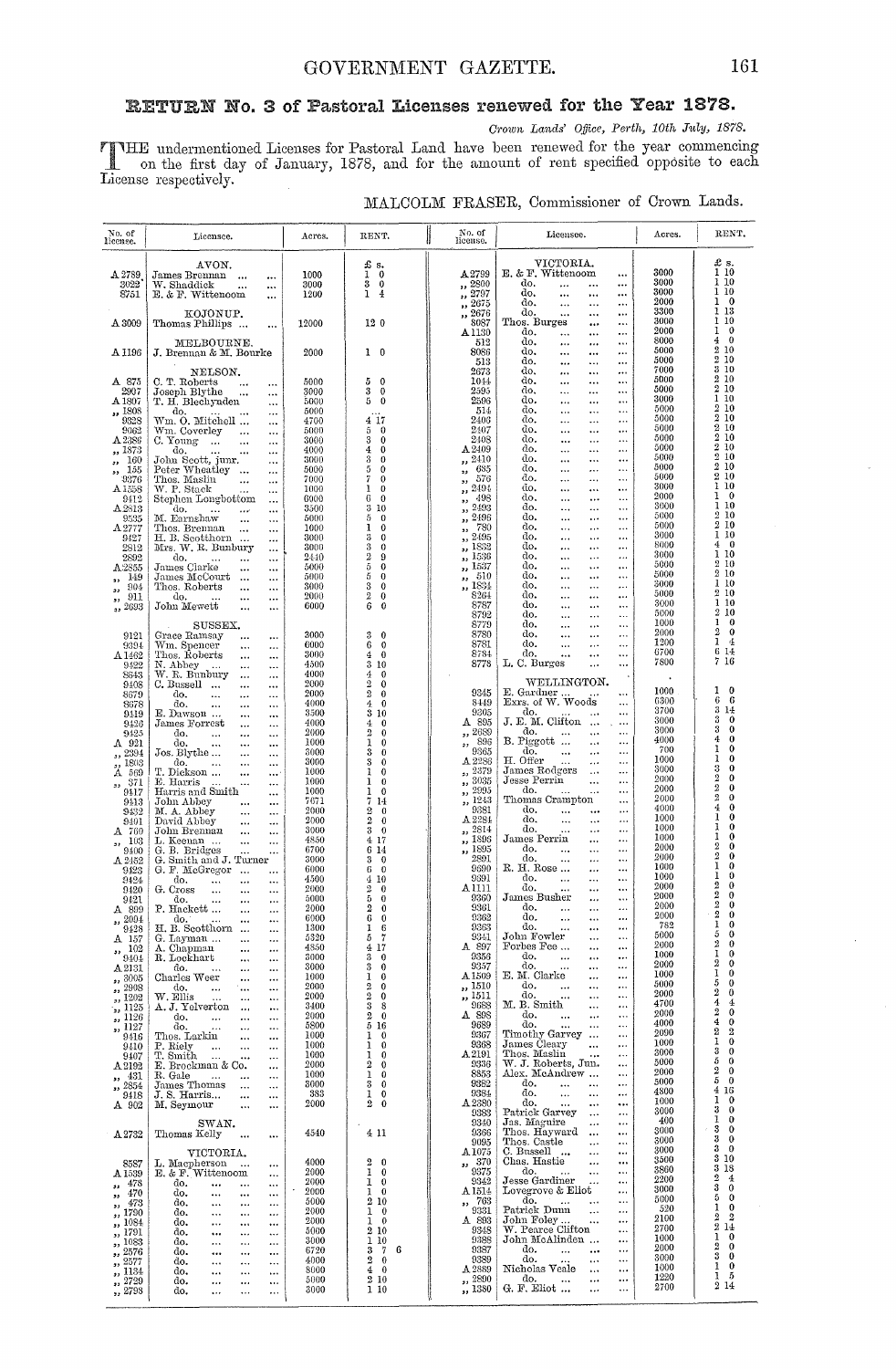# RETURN No. 3 of Pastoral Licenses renewed for the Year 1878.

*Crown Lands' Office, Perth, 10th July, 1878.*

THE undermentioned Licenses for Pastoral Land have been renewed for the year commencing on the first day of January, 1878, and for the amount of rent specified opposite to each License respectively.

MALCOLM FRASER, Commissioner of Crown Lands.

| No. of license. | Licensee. | Acres. | RENT. £ s. |
|---|---|---|---|
| | AVON. | | |
| A 2789 | James Brennan ... ... | 1000 | 1 0 |
| 3022 | W. Shaddick ... ... | 3000 | 3 0 |
| 8751 | E. & F. Wittenoom ... | 1200 | 1 4 |
| | KOJONUP. | | |
| A 3009 | Thomas Phillips ... ... | 12000 | 12 0 |
| | MELBOURNE. | | |
| A 1196 | J. Brennan & M. Bourke | 2000 | 1 0 |
| | NELSON. | | |
| A 875 | C. T. Roberts ... ... | 5000 | 5 0 |
| 2907 | Joseph Blythe ... ... | 3000 | 3 0 |
| A 1807 | T. H. Blechynden ... | 5000 | 5 0 |
| ,, 1808 | do. ... ... ... | 5000 | |
| 9328 | Wm. O. Mitchell ... ... | 4700 | 4 17 |
| 9362 | Wm. Coverley ... ... | 5000 | 5 0 |
| A 2386 | C. Young ... ... ... | 3000 | 3 0 |
| ,, 1873 | do. ... ... ... | 4000 | 4 0 |
| ,, 160 | John Scott, junr. ... | 3000 | 3 0 |
| ,, 155 | Peter Wheatley ... ... | 5000 | 5 0 |
| 9376 | Thos. Maslin ... ... | 7000 | 7 0 |
| A 1558 | W. P. Stack ... ... | 1000 | 1 0 |
| 9412 | Stephen Longbottom ... | 6000 | 6 0 |
| A 2813 | do. ... ... ... | 3500 | 3 10 |
| 9535 | M. Earnshaw ... ... | 5000 | 5 0 |
| A 2777 | Thos. Brennan ... ... | 1000 | 1 0 |
| 9427 | H. B. Scotthorn ... ... | 3000 | 3 0 |
| 2812 | Mrs. W. R. Bunbury ... | 3000 | 3 0 |
| 2892 | do. ... ... ... | 2440 | 2 9 |
| A 2855 | James Clarke ... ... | 5000 | 5 0 |
| ,, 149 | James McCourt ... ... | 5000 | 5 0 |
| ,, 904 | Thos. Roberts ... ... | 3000 | 3 0 |
| ,, 911 | do. ... ... ... | 2000 | 2 0 |
| ,, 2693 | John Mewett ... ... | 6000 | 6 0 |
| | SUSSEX. | | |
| 9121 | Grace Ramsay ... ... | 3000 | 3 0 |
| 9394 | Wm. Spencer ... ... | 6000 | 6 0 |
| A 1462 | Thos. Roberts ... ... | 3000 | 4 0 |
| 9422 | N. Abbey ... ... ... | 4500 | 3 10 |
| 8643 | W. R. Bunbury ... ... | 4000 | 4 0 |
| 9408 | C. Bussell ... ... ... | 2000 | 2 0 |
| 8679 | do. ... ... ... | 2000 | 2 0 |
| 8678 | do. ... ... ... | 4000 | 4 0 |
| 9419 | E. Dawson ... ... ... | 3500 | 3 10 |
| 9426 | James Forrest ... ... | 4000 | 4 0 |
| 9425 | do. ... ... ... | 2000 | 2 0 |
| A 921 | do. ... ... ... | 1000 | 1 0 |
| ,, 2224 | Jos. Blythe ... ... | 3000 | 3 0 |
| ,, 1803 | do. ... ... ... | 3000 | 3 0 |
| A 569 | T. Dickson ... ... ... | 1000 | 1 0 |
| ,, 371 | E. Harris ... ... ... | 1000 | 1 0 |
| 9417 | Harris and Smith ... | 1000 | 1 0 |
| 9413 | John Abbey ... ... | 7671 | 7 14 |
| 9432 | M. A. Abbey ... ... | 2000 | 2 0 |
| 9401 | David Abbey ... ... | 2000 | 2 0 |
| A 760 | John Brennan ... ... | 3000 | 3 0 |
| ,, 103 | L. Keenan ... ... ... | 4850 | 4 17 |
| 9400 | G. B. Bridges ... ... | 6700 | 6 14 |
| A 2452 | G. Smith and J. Turner | 3000 | 3 0 |
| 9423 | G. F. McGregor ... ... | 6000 | 6 0 |
| 9424 | do. ... ... ... | 4500 | 4 10 |
| 9420 | G. Cross ... ... ... | 2000 | 2 0 |
| 9421 | do. ... ... ... | 5000 | 5 0 |
| A 899 | F. Hackett ... ... ... | 2000 | 2 0 |
| ,, 2094 | do. ... ... ... | 6000 | 6 0 |
| 9428 | H. B. Scotthorn ... ... | 1300 | 1 6 |
| A 157 | G. Layman ... ... ... | 5320 | 5 7 |
| ,, 102 | A. Chapman ... ... | 4850 | 4 17 |
| 9404 | R. Lockhart ... ... | 3000 | 3 0 |
| A 2131 | do. ... ... ... | 3000 | 3 0 |
| ,, 3005 | Charles Weer ... ... | 1000 | 1 0 |
| ,, 2998 | do. ... ... ... | 2000 | 2 0 |
| ,, 1262 | W. Ellis ... ... ... | 2000 | 2 0 |
| ,, 1125 | A. J. Yelverton ... ... | 3400 | 3 8 |
| ,, 1126 | do. ... ... ... | 2000 | 2 0 |
| ,, 1127 | do. ... ... ... | 5800 | 5 16 |
| 9416 | Thos. Larkin ... ... | 1000 | 1 0 |
| 9410 | P. Riely ... ... ... | 1000 | 1 0 |
| 9407 | T. Smith ... ... ... | 1000 | 1 0 |
| A 2192 | E. Brockman & Co. ... | 2000 | 2 0 |
| ,, 431 | R. Gale ... ... ... | 1000 | 1 0 |
| ,, 2854 | James Thomas ... ... | 3000 | 3 0 |
| 9418 | J. S. Harris ... ... | 333 | 1 0 |
| A 902 | M. Seymour ... ... | 2000 | 2 0 |
| | SWAN. | | |
| A 2732 | Thomas Kelly ... ... | 4540 | 4 11 |
| | VICTORIA. | | |
| 8587 | L. Macpherson ... ... | 4000 | 2 0 |
| A 1539 | E. & F. Wittenoom ... | 2000 | 1 0 |
| ,, 478 | do. ... ... ... | 2000 | 1 0 |
| ,, 470 | do. ... ... ... | 2000 | 1 0 |
| ,, 473 | do. ... ... ... | 5000 | 2 10 |
| ,, 1790 | do. ... ... ... | 2000 | 1 0 |
| ,, 1084 | do. ... ... ... | 2000 | 1 0 |
| ,, 1791 | do. ... ... ... | 5000 | 2 10 |
| ,, 1083 | do. ... ... ... | 3000 | 1 10 |
| ,, 2576 | do. ... ... ... | 6720 | 3 7 6 |
| ,, 2577 | do. ... ... ... | 4000 | 2 0 |
| ,, 1134 | do. ... ... ... | 8000 | 4 0 |
| ,, 2729 | do. ... ... ... | 5000 | 2 10 |
| ,, 2798 | do. ... ... ... | 3000 | 1 10 |
| | VICTORIA. | | |
| A 2799 | E. & F. Wittenoom ... | 3000 | 1 10 |
| ,, 2800 | do. ... ... ... | 3000 | 1 10 |
| ,, 2797 | do. ... ... ... | 3000 | 1 10 |
| ,, 2675 | do. ... ... ... | 2000 | 1 0 |
| ,, 2676 | do. ... ... ... | 3300 | 1 13 |
| 8087 | Thos. Burges ... ... | 3000 | 1 10 |
| A 1130 | do. ... ... ... | 2000 | 1 0 |
| 512 | do. ... ... ... | 8000 | 4 0 |
| 8086 | do. ... ... ... | 5000 | 2 10 |
| 513 | do. ... ... ... | 5000 | 2 10 |
| 2673 | do. ... ... ... | 7000 | 3 10 |
| 1044 | do. ... ... ... | 5000 | 2 10 |
| 2595 | do. ... ... ... | 5000 | 2 10 |
| 2506 | do. ... ... ... | 3000 | 1 10 |
| 514 | do. ... ... ... | 5000 | 2 10 |
| 2406 | do. ... ... ... | 5000 | 2 10 |
| 2407 | do. ... ... ... | 5000 | 2 10 |
| 2408 | do. ... ... ... | 5000 | 2 10 |
| A 2409 | do. ... ... ... | 5000 | 2 10 |
| ,, 2410 | do. ... ... ... | 5000 | 2 10 |
| ,, 685 | do. ... ... ... | 5000 | 2 10 |
| ,, 576 | do. ... ... ... | 5000 | 2 10 |
| ,, 2494 | do. ... ... ... | 3000 | 1 10 |
| ,, 498 | do. ... ... ... | 2000 | 1 0 |
| ,, 2493 | do. ... ... ... | 3000 | 1 10 |
| ,, 2496 | do. ... ... ... | 5000 | 2 10 |
| ,, 780 | do. ... ... ... | 5000 | 2 10 |
| ,, 2495 | do. ... ... ... | 3000 | 1 10 |
| ,, 1832 | do. ... ... ... | 8000 | 4 0 |
| ,, 1536 | do. ... ... ... | 3000 | 1 10 |
| ,, 1537 | do. ... ... ... | 5000 | 2 10 |
| ,, 510 | do. ... ... ... | 5000 | 2 10 |
| ,, 1834 | do. ... ... ... | 3000 | 1 10 |
| 8264 | do. ... ... ... | 5000 | 2 10 |
| 8787 | do. ... ... ... | 3000 | 1 10 |
| 8792 | do. ... ... ... | 5000 | 2 10 |
| 8779 | do. ... ... ... | 1000 | 1 0 |
| 8780 | do. ... ... ... | 2000 | 2 0 |
| 8781 | do. ... ... ... | 1200 | 1 4 |
| 8784 | do. ... ... ... | 6700 | 6 14 |
| 8778 | L. C. Burges ... ... | 7800 | 7 16 |
| | WELLINGTON. | | |
| 9345 | E. Gardner ... ... ... | 1000 | 1 0 |
| 8449 | Exrs. of W. Woods ... | 6300 | 6 6 |
| 9365 | do. ... ... ... | 3700 | 3 14 |
| A 895 | J. E. M. Clifton ... ... | 3000 | 3 0 |
| ,, 2639 | do. ... ... ... | 3000 | 3 0 |
| ,, 896 | B. Piggott ... ... ... | 4000 | 4 0 |
| 9365 | do. ... ... ... | 700 | 1 0 |
| A 2236 | H. Offer ... ... ... | 1000 | 1 0 |
| ,, 2379 | James Rodgers ... ... | 3000 | 3 0 |
| ,, 3035 | Jesse Perrin ... ... | 2000 | 2 0 |
| ,, 2995 | do. ... ... ... | 2000 | 2 0 |
| ,, 1243 | Thomas Crampton ... | 2000 | 2 0 |
| 9381 | do. ... ... ... | 4000 | 4 0 |
| A 2284 | do. ... ... ... | 1000 | 1 0 |
| ,, 2814 | do. ... ... ... | 1000 | 1 0 |
| ,, 1896 | James Perrin ... ... | 1000 | 1 0 |
| ,, 1895 | do. ... ... ... | 2000 | 2 0 |
| 2891 | do. ... ... ... | 2000 | 2 0 |
| 9390 | R. H. Rose ... ... ... | 1000 | 1 0 |
| 9391 | do. ... ... ... | 1000 | 1 0 |
| A 1111 | do. ... ... ... | 2000 | 2 0 |
| 9360 | James Busher ... ... | 2000 | 2 0 |
| 9361 | do. ... ... ... | 2000 | 2 0 |
| 9362 | do. ... ... ... | 2000 | 2 0 |
| 9363 | do. ... ... ... | 782 | 1 0 |
| 9341 | John Fowler ... ... | 5000 | 5 0 |
| A 897 | Forbes Fee ... ... ... | 2000 | 2 0 |
| 9356 | do. ... ... ... | 1000 | 1 0 |
| 9357 | do. ... ... ... | 2000 | 2 0 |
| A 1509 | E. M. Clarke ... ... | 1000 | 1 0 |
| ,, 1510 | do. ... ... ... | 5000 | 5 0 |
| ,, 1511 | do. ... ... ... | 2000 | 2 0 |
| 9688 | M. B. Smith ... ... | 4700 | 4 4 |
| A 898 | do. ... ... ... | 2000 | 2 0 |
| 9689 | do. ... ... ... | 4000 | 4 0 |
| 9367 | Timothy Garvey ... ... | 2090 | 2 2 |
| 9368 | James Cleary ... ... | 1000 | 1 0 |
| A 2191 | Thos. Maslin ... ... | 3000 | 3 0 |
| 9336 | W. J. Roberts, Jun. ... | 5000 | 5 0 |
| 8853 | Alex. McAndrew ... ... | 2000 | 2 0 |
| 9382 | do. ... ... ... | 5000 | 5 0 |
| 9384 | do. ... ... ... | 4800 | 4 16 |
| A 2380 | do. ... ... ... | 1000 | 1 0 |
| 9383 | Patrick Garvey ... ... | 3000 | 3 0 |
| 9340 | Jas. Maguire ... ... | 400 | 1 0 |
| 9366 | Thos. Hayward ... ... | 3000 | 3 0 |
| 9095 | Thos. Castle ... ... | 3000 | 3 0 |
| A 1075 | C. Bussell ... ... ... | 3000 | 3 0 |
| ,, 370 | Chas. Hastie ... ... | 3500 | 3 10 |
| 9375 | do. ... ... ... | 3860 | 3 18 |
| 9342 | Jesse Gardiner ... ... | 2200 | 2 4 |
| A 1514 | Lovegrove & Eliot ... | 3000 | 3 0 |
| ,, 763 | do. ... ... ... | 5000 | 5 0 |
| 9331 | Patrick Dunn ... ... | 520 | 1 0 |
| A 893 | John Foley ... ... ... | 2100 | 2 2 |
| 9348 | W. Pearce Clifton ... | 2700 | 2 14 |
| 9388 | John McAlinden ... ... | 1000 | 1 0 |
| 9387 | do. ... ... ... | 2000 | 2 0 |
| 9389 | do. ... ... ... | 3000 | 3 0 |
| A 2889 | Nicholas Veale ... ... | 1000 | 1 0 |
| ,, 2890 | do. ... ... ... | 1220 | 1 5 |
| ,, 1380 | G. F. Eliot ... ... ... | 2700 | 2 14 |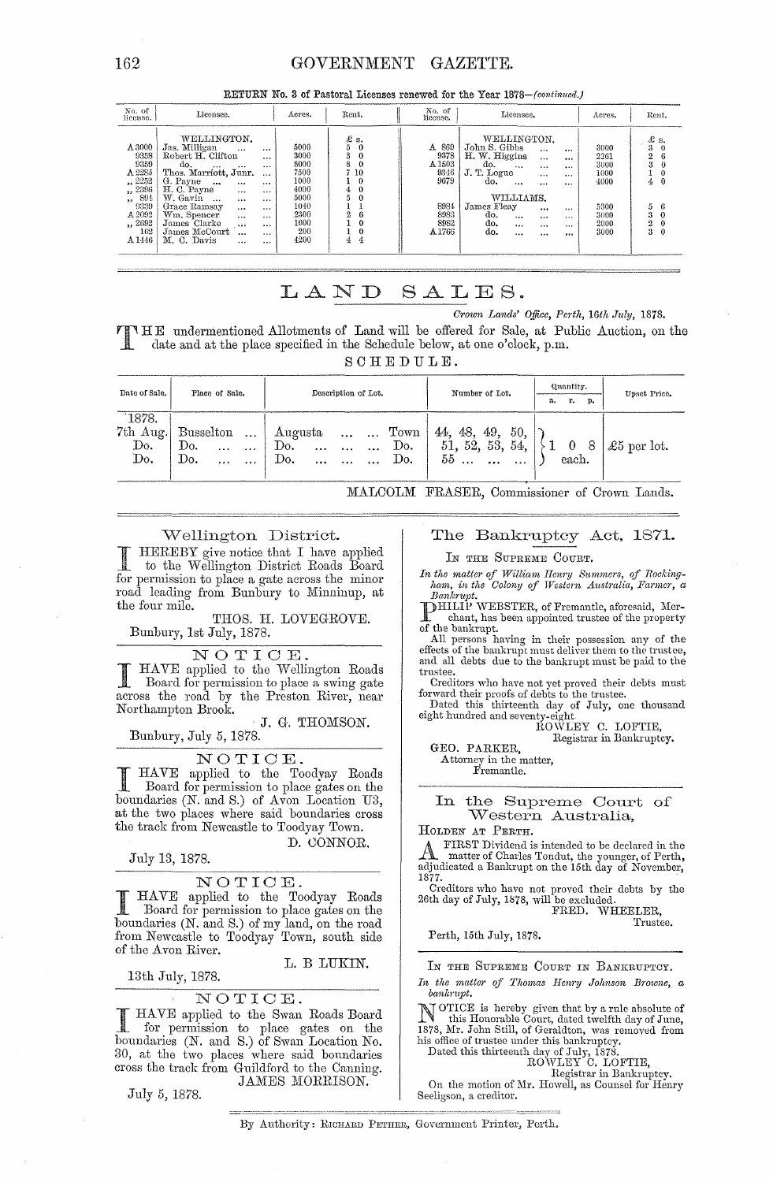RETURN No. 3 of Pastoral Licenses renewed for the Year 1878—*(continued.)*

| No. of license. | Licensee. | Acres. | Rent. | No. of license. | Licensee. | Acres. | Rent. |
|---|---|---|---|---|---|---|---|
| | WELLINGTON. | | £ s. | | WELLINGTON. | | £ s. |
| A 3000 | Jas. Milligan ... ... | 5000 | 5 0 | A 869 | John S. Gibbs ... ... | 3000 | 3 0 |
| 9358 | Robert H. Clifton ... | 3000 | 3 0 | 9378 | H. W. Higgins ... ... | 2261 | 2 6 |
| 9359 | do. ... ... ... | 8000 | 8 0 | A 1503 | do. ... ... ... | 3000 | 3 0 |
| A 2285 | Thos. Marriott, Junr. ... | 7500 | 7 10 | 9346 | J. T. Logue ... ... | 1000 | 1 0 |
| „ 2252 | G. Payne ... ... ... | 1000 | 1 0 | 9679 | do. ... ... ... | 4000 | 4 0 |
| „ 2396 | H. C. Payne ... ... | 4000 | 4 0 | | | | |
| „ 894 | W. Gavin ... ... ... | 5000 | 5 0 | | WILLIAMS. | | |
| 9339 | Grace Ramsay ... ... | 1040 | 1 1 | 8984 | James Fleay ... ... | 5300 | 5 6 |
| A 2092 | Wm. Spencer ... ... | 2300 | 2 6 | 8983 | do. ... ... ... | 3000 | 3 0 |
| „ 2692 | James Clarke ... ... | 1000 | 1 0 | 8982 | do. ... ... ... | 2000 | 2 0 |
| 162 | James McCourt ... ... | 200 | 1 0 | A 1766 | do. ... ... ... | 3000 | 3 0 |
| A 1446 | M. C. Davis ... ... | 4200 | 4 4 | | | | |

# LAND SALES.

*Crown Lands' Office, Perth, 16th July, 1878.*

THE undermentioned Allotments of Land will be offered for Sale, at Public Auction, on the date and at the place specified in the Schedule below, at one o'clock, p.m.

SCHEDULE.

| Date of Sale. | Place of Sale. | Description of Lot. | Number of Lot. | Quantity. a. r. p. | Upset Price. |
|---|---|---|---|---|---|
| 1878. 7th Aug. | Busselton ... | Augusta ... ... Town | 44, 48, 49, 50, | 1 0 8 each. | £5 per lot. |
| Do. | Do. ... ... | Do. ... ... ... Do. | 51, 52, 53, 54, | | |
| Do. | Do. ... ... | Do. ... ... ... Do. | 55 ... ... ... | | |

MALCOLM FRASER, Commissioner of Crown Lands.

## Wellington District.

I HEREBY give notice that I have applied to the Wellington District Roads Board for permission to place a gate across the minor road leading from Bunbury to Minninup, at the four mile.

THOS. H. LOVEGROVE.

Bunbury, 1st July, 1878.

## NOTICE.

I HAVE applied to the Wellington Roads Board for permission to place a swing gate across the road by the Preston River, near Northampton Brook.

J. G. THOMSON.

Bunbury, July 5, 1878.

## NOTICE.

I HAVE applied to the Toodyay Roads Board for permission to place gates on the boundaries (N. and S.) of Avon Location U3, at the two places where said boundaries cross the track from Newcastle to Toodyay Town.

D. CONNOR.

July 13, 1878.

## NOTICE.

I HAVE applied to the Toodyay Roads Board for permission to place gates on the boundaries (N. and S.) of my land, on the road from Newcastle to Toodyay Town, south side of the Avon River.

L. B LUKIN.

13th July, 1878.

## NOTICE.

I HAVE applied to the Swan Roads Board for permission to place gates on the boundaries (N. and S.) of Swan Location No. 30, at the two places where said boundaries cross the track from Guildford to the Canning.

JAMES MORRISON.

July 5, 1878.

## The Bankruptcy Act, 1871.

IN THE SUPREME COURT.

*In the matter of William Henry Summers, of Rockingham, in the Colony of Western Australia, Farmer, a Bankrupt.*

PHILIP WEBSTER, of Fremantle, aforesaid, Merchant, has been appointed trustee of the property of the bankrupt.

All persons having in their possession any of the effects of the bankrupt must deliver them to the trustee, and all debts due to the bankrupt must be paid to the trustee.

Creditors who have not yet proved their debts must forward their proofs of debts to the trustee.

Dated this thirteenth day of July, one thousand eight hundred and seventy-eight.

ROWLEY C. LOFTIE,
Registrar in Bankruptcy.

GEO. PARKER,
Attorney in the matter,
Fremantle.

## In the Supreme Court of Western Australia,

HOLDEN AT PERTH.

A FIRST Dividend is intended to be declared in the matter of Charles Tondut, the younger, of Perth, adjudicated a Bankrupt on the 15th day of November, 1877.

Creditors who have not proved their debts by the 26th day of July, 1878, will be excluded.

FRED. WHEELER,
Trustee.

Perth, 15th July, 1878.

IN THE SUPREME COURT IN BANKRUPTCY.

*In the matter of Thomas Henry Johnson Browne, a bankrupt.*

NOTICE is hereby given that by a rule absolute of this Honorable Court, dated twelfth day of June, 1878, Mr. John Still, of Geraldton, was removed from his office of trustee under this bankruptcy.

Dated this thirteenth day of July, 1878.

ROWLEY C. LOFTIE,
Registrar in Bankruptcy.

On the motion of Mr. Howell, as Counsel for Henry Seeligson, a creditor.

By Authority: RICHARD PETHER, Government Printer, Perth.